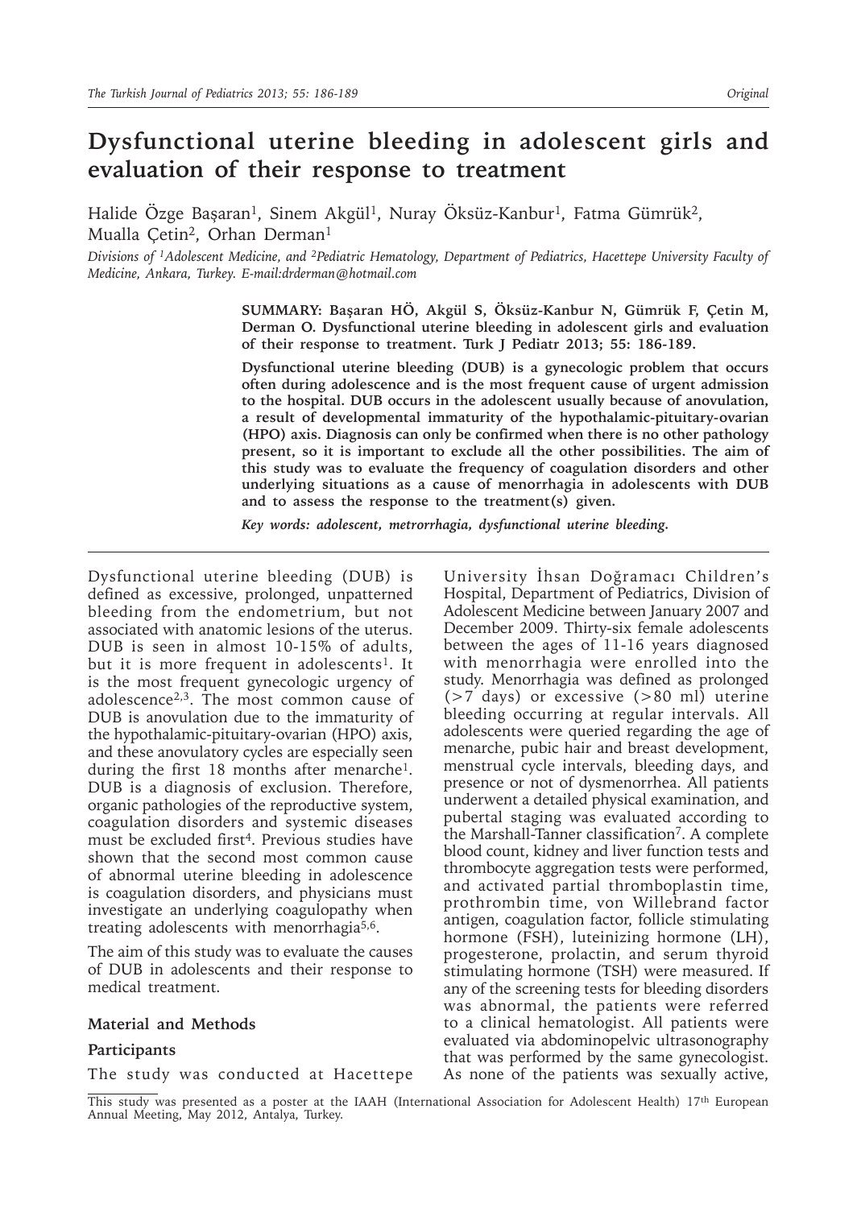# Dysfunctional uterine bleeding in adolescent girls and evaluation of their response to treatment

Halide Özge Başaran[1], Sinem Akgül[1], Nuray Öksüz-Kanbur[1], Fatma Gümrük[2], Mualla Çetin[2], Orhan Derman[1]

*Divisions of [1]Adolescent Medicine, and [2]Pediatric Hematology, Department of Pediatrics, Hacettepe University Faculty of Medicine, Ankara, Turkey. E-mail:drderman@hotmail.com*

**SUMMARY: Başaran HÖ, Akgül S, Öksüz-Kanbur N, Gümrük F, Çetin M, Derman O. Dysfunctional uterine bleeding in adolescent girls and evaluation of their response to treatment. Turk J Pediatr 2013; 55: 186-189.**

**Dysfunctional uterine bleeding (DUB) is a gynecologic problem that occurs often during adolescence and is the most frequent cause of urgent admission to the hospital. DUB occurs in the adolescent usually because of anovulation, a result of developmental immaturity of the hypothalamic-pituitary-ovarian (HPO) axis. Diagnosis can only be confirmed when there is no other pathology present, so it is important to exclude all the other possibilities. The aim of this study was to evaluate the frequency of coagulation disorders and other underlying situations as a cause of menorrhagia in adolescents with DUB and to assess the response to the treatment(s) given.**

***Key words: adolescent, metrorrhagia, dysfunctional uterine bleeding.***

Dysfunctional uterine bleeding (DUB) is defined as excessive, prolonged, unpatterned bleeding from the endometrium, but not associated with anatomic lesions of the uterus. DUB is seen in almost 10-15% of adults, but it is more frequent in adolescents[1]. It is the most frequent gynecologic urgency of adolescence[2,3]. The most common cause of DUB is anovulation due to the immaturity of the hypothalamic-pituitary-ovarian (HPO) axis, and these anovulatory cycles are especially seen during the first 18 months after menarche[1]. DUB is a diagnosis of exclusion. Therefore, organic pathologies of the reproductive system, coagulation disorders and systemic diseases must be excluded first[4]. Previous studies have shown that the second most common cause of abnormal uterine bleeding in adolescence is coagulation disorders, and physicians must investigate an underlying coagulopathy when treating adolescents with menorrhagia[5,6].

The aim of this study was to evaluate the causes of DUB in adolescents and their response to medical treatment.

## Material and Methods

### Participants

The study was conducted at Hacettepe University İhsan Doğramacı Children's Hospital, Department of Pediatrics, Division of Adolescent Medicine between January 2007 and December 2009. Thirty-six female adolescents between the ages of 11-16 years diagnosed with menorrhagia were enrolled into the study. Menorrhagia was defined as prolonged (>7 days) or excessive (>80 ml) uterine bleeding occurring at regular intervals. All adolescents were queried regarding the age of menarche, pubic hair and breast development, menstrual cycle intervals, bleeding days, and presence or not of dysmenorrhea. All patients underwent a detailed physical examination, and pubertal staging was evaluated according to the Marshall-Tanner classification[7]. A complete blood count, kidney and liver function tests and thrombocyte aggregation tests were performed, and activated partial thromboplastin time, prothrombin time, von Willebrand factor antigen, coagulation factor, follicle stimulating hormone (FSH), luteinizing hormone (LH), progesterone, prolactin, and serum thyroid stimulating hormone (TSH) were measured. If any of the screening tests for bleeding disorders was abnormal, the patients were referred to a clinical hematologist. All patients were evaluated via abdominopelvic ultrasonography that was performed by the same gynecologist. As none of the patients was sexually active,

This study was presented as a poster at the IAAH (International Association for Adolescent Health) 17th European Annual Meeting, May 2012, Antalya, Turkey.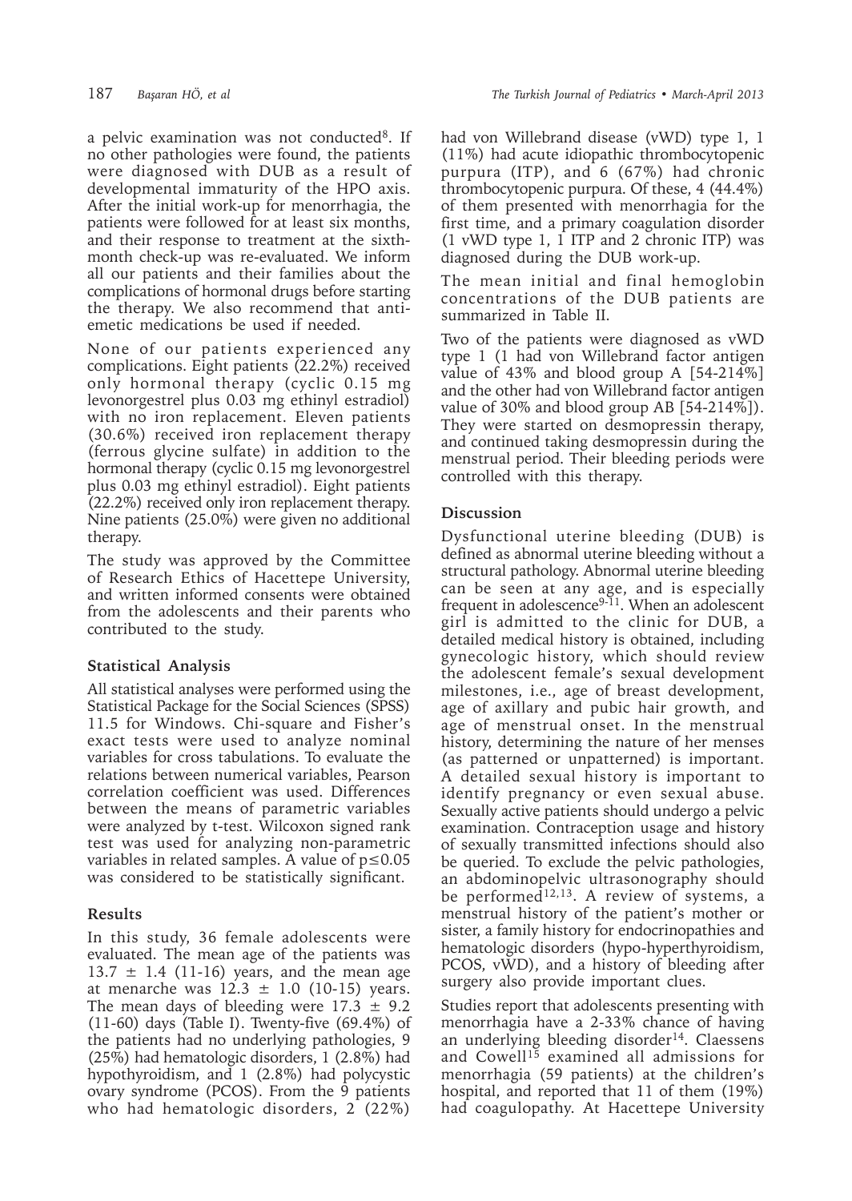a pelvic examination was not conducted[8]. If no other pathologies were found, the patients were diagnosed with DUB as a result of developmental immaturity of the HPO axis. After the initial work-up for menorrhagia, the patients were followed for at least six months, and their response to treatment at the sixth-month check-up was re-evaluated. We inform all our patients and their families about the complications of hormonal drugs before starting the therapy. We also recommend that anti-emetic medications be used if needed.

None of our patients experienced any complications. Eight patients (22.2%) received only hormonal therapy (cyclic 0.15 mg levonorgestrel plus 0.03 mg ethinyl estradiol) with no iron replacement. Eleven patients (30.6%) received iron replacement therapy (ferrous glycine sulfate) in addition to the hormonal therapy (cyclic 0.15 mg levonorgestrel plus 0.03 mg ethinyl estradiol). Eight patients (22.2%) received only iron replacement therapy. Nine patients (25.0%) were given no additional therapy.

The study was approved by the Committee of Research Ethics of Hacettepe University, and written informed consents were obtained from the adolescents and their parents who contributed to the study.

### Statistical Analysis

All statistical analyses were performed using the Statistical Package for the Social Sciences (SPSS) 11.5 for Windows. Chi-square and Fisher's exact tests were used to analyze nominal variables for cross tabulations. To evaluate the relations between numerical variables, Pearson correlation coefficient was used. Differences between the means of parametric variables were analyzed by t-test. Wilcoxon signed rank test was used for analyzing non-parametric variables in related samples. A value of $p \leq 0.05$ was considered to be statistically significant.

### Results

In this study, 36 female adolescents were evaluated. The mean age of the patients was $13.7 \pm 1.4$ (11-16) years, and the mean age at menarche was $12.3 \pm 1.0$ (10-15) years. The mean days of bleeding were $17.3 \pm 9.2$ (11-60) days (Table I). Twenty-five (69.4%) of the patients had no underlying pathologies, 9 (25%) had hematologic disorders, 1 (2.8%) had hypothyroidism, and 1 (2.8%) had polycystic ovary syndrome (PCOS). From the 9 patients who had hematologic disorders, 2 (22%) had von Willebrand disease (vWD) type 1, 1 (11%) had acute idiopathic thrombocytopenic purpura (ITP), and 6 (67%) had chronic thrombocytopenic purpura. Of these, 4 (44.4%) of them presented with menorrhagia for the first time, and a primary coagulation disorder (1 vWD type 1, 1 ITP and 2 chronic ITP) was diagnosed during the DUB work-up.

The mean initial and final hemoglobin concentrations of the DUB patients are summarized in Table II.

Two of the patients were diagnosed as vWD type 1 (1 had von Willebrand factor antigen value of 43% and blood group A [54-214%] and the other had von Willebrand factor antigen value of 30% and blood group AB [54-214%]). They were started on desmopressin therapy, and continued taking desmopressin during the menstrual period. Their bleeding periods were controlled with this therapy.

### Discussion

Dysfunctional uterine bleeding (DUB) is defined as abnormal uterine bleeding without a structural pathology. Abnormal uterine bleeding can be seen at any age, and is especially frequent in adolescence[9-11]. When an adolescent girl is admitted to the clinic for DUB, a detailed medical history is obtained, including gynecologic history, which should review the adolescent female's sexual development milestones, i.e., age of breast development, age of axillary and pubic hair growth, and age of menstrual onset. In the menstrual history, determining the nature of her menses (as patterned or unpatterned) is important. A detailed sexual history is important to identify pregnancy or even sexual abuse. Sexually active patients should undergo a pelvic examination. Contraception usage and history of sexually transmitted infections should also be queried. To exclude the pelvic pathologies, an abdominopelvic ultrasonography should be performed[12,13]. A review of systems, a menstrual history of the patient's mother or sister, a family history for endocrinopathies and hematologic disorders (hypo-hyperthyroidism, PCOS, vWD), and a history of bleeding after surgery also provide important clues.

Studies report that adolescents presenting with menorrhagia have a 2-33% chance of having an underlying bleeding disorder[14]. Claessens and Cowell[15] examined all admissions for menorrhagia (59 patients) at the children's hospital, and reported that 11 of them (19%) had coagulopathy. At Hacettepe University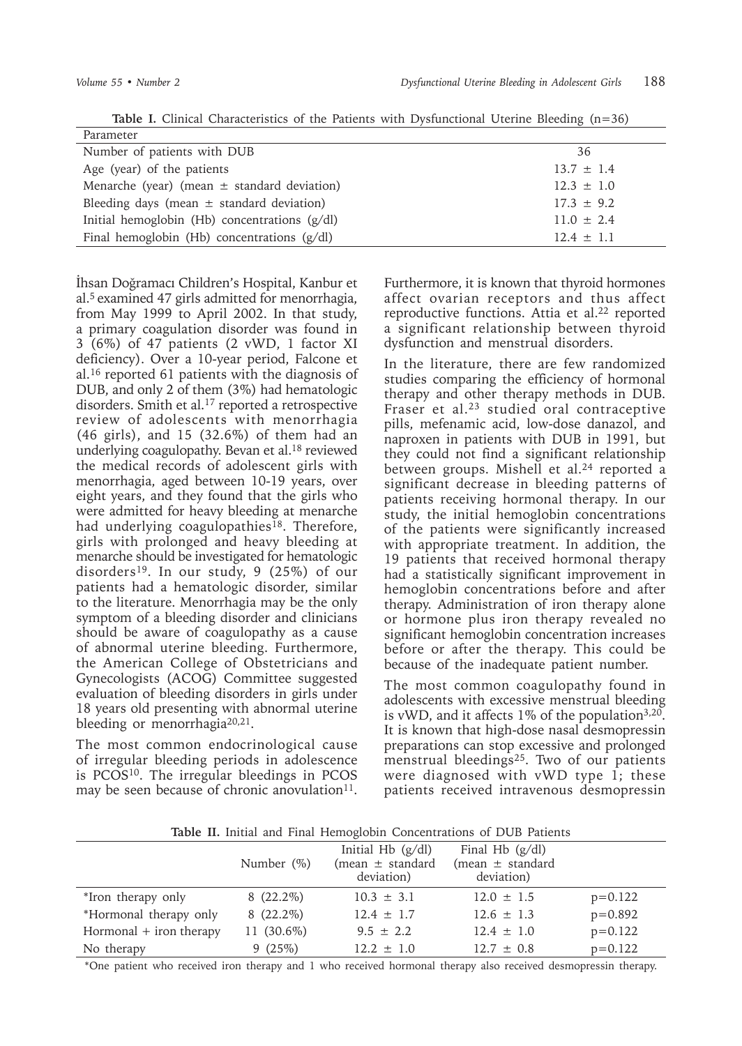**Table I.** Clinical Characteristics of the Patients with Dysfunctional Uterine Bleeding (n=36)

| Parameter | |
|---|---|
| Number of patients with DUB | 36 |
| Age (year) of the patients | 13.7 ± 1.4 |
| Menarche (year) (mean ± standard deviation) | 12.3 ± 1.0 |
| Bleeding days (mean ± standard deviation) | 17.3 ± 9.2 |
| Initial hemoglobin (Hb) concentrations (g/dl) | 11.0 ± 2.4 |
| Final hemoglobin (Hb) concentrations (g/dl) | 12.4 ± 1.1 |

İhsan Doğramacı Children's Hospital, Kanbur et al.[5] examined 47 girls admitted for menorrhagia, from May 1999 to April 2002. In that study, a primary coagulation disorder was found in 3 (6%) of 47 patients (2 vWD, 1 factor XI deficiency). Over a 10-year period, Falcone et al.[16] reported 61 patients with the diagnosis of DUB, and only 2 of them (3%) had hematologic disorders. Smith et al.[17] reported a retrospective review of adolescents with menorrhagia (46 girls), and 15 (32.6%) of them had an underlying coagulopathy. Bevan et al.[18] reviewed the medical records of adolescent girls with menorrhagia, aged between 10-19 years, over eight years, and they found that the girls who were admitted for heavy bleeding at menarche had underlying coagulopathies[18]. Therefore, girls with prolonged and heavy bleeding at menarche should be investigated for hematologic disorders[19]. In our study, 9 (25%) of our patients had a hematologic disorder, similar to the literature. Menorrhagia may be the only symptom of a bleeding disorder and clinicians should be aware of coagulopathy as a cause of abnormal uterine bleeding. Furthermore, the American College of Obstetricians and Gynecologists (ACOG) Committee suggested evaluation of bleeding disorders in girls under 18 years old presenting with abnormal uterine bleeding or menorrhagia[20,21].

The most common endocrinological cause of irregular bleeding periods in adolescence is PCOS[10]. The irregular bleedings in PCOS may be seen because of chronic anovulation[11]. Furthermore, it is known that thyroid hormones affect ovarian receptors and thus affect reproductive functions. Attia et al.[22] reported a significant relationship between thyroid dysfunction and menstrual disorders.

In the literature, there are few randomized studies comparing the efficiency of hormonal therapy and other therapy methods in DUB. Fraser et al.[23] studied oral contraceptive pills, mefenamic acid, low-dose danazol, and naproxen in patients with DUB in 1991, but they could not find a significant relationship between groups. Mishell et al.[24] reported a significant decrease in bleeding patterns of patients receiving hormonal therapy. In our study, the initial hemoglobin concentrations of the patients were significantly increased with appropriate treatment. In addition, the 19 patients that received hormonal therapy had a statistically significant improvement in hemoglobin concentrations before and after therapy. Administration of iron therapy alone or hormone plus iron therapy revealed no significant hemoglobin concentration increases before or after the therapy. This could be because of the inadequate patient number.

The most common coagulopathy found in adolescents with excessive menstrual bleeding is vWD, and it affects 1% of the population[3,20]. It is known that high-dose nasal desmopressin preparations can stop excessive and prolonged menstrual bleedings[25]. Two of our patients were diagnosed with vWD type 1; these patients received intravenous desmopressin

**Table II.** Initial and Final Hemoglobin Concentrations of DUB Patients

| | Number (%) | Initial Hb (g/dl) (mean ± standard deviation) | Final Hb (g/dl) (mean ± standard deviation) | |
|---|---|---|---|---|
| *Iron therapy only | 8 (22.2%) | 10.3 ± 3.1 | 12.0 ± 1.5 | p=0.122 |
| *Hormonal therapy only | 8 (22.2%) | 12.4 ± 1.7 | 12.6 ± 1.3 | p=0.892 |
| Hormonal + iron therapy | 11 (30.6%) | 9.5 ± 2.2 | 12.4 ± 1.0 | p=0.122 |
| No therapy | 9 (25%) | 12.2 ± 1.0 | 12.7 ± 0.8 | p=0.122 |

*One patient who received iron therapy and 1 who received hormonal therapy also received desmopressin therapy.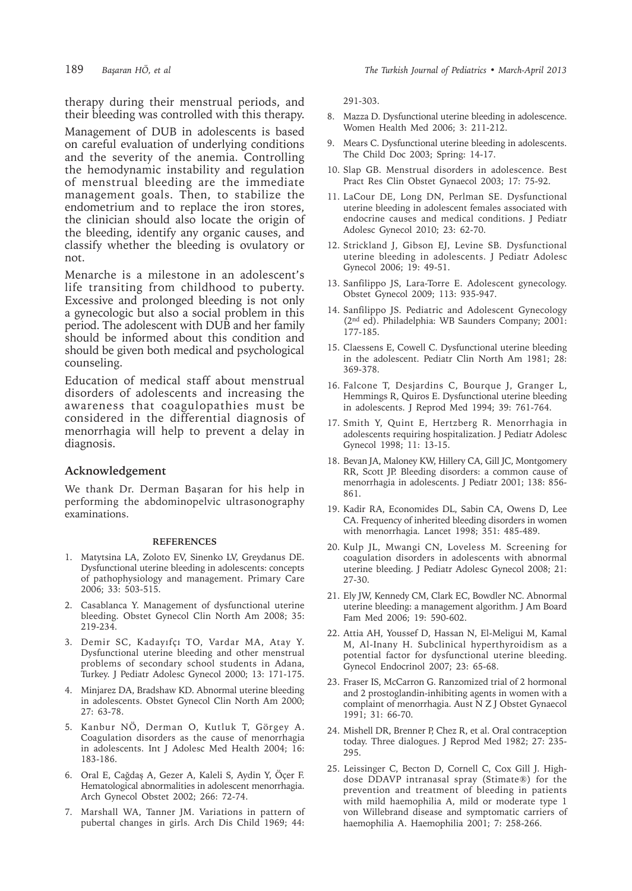therapy during their menstrual periods, and their bleeding was controlled with this therapy.

Management of DUB in adolescents is based on careful evaluation of underlying conditions and the severity of the anemia. Controlling the hemodynamic instability and regulation of menstrual bleeding are the immediate management goals. Then, to stabilize the endometrium and to replace the iron stores, the clinician should also locate the origin of the bleeding, identify any organic causes, and classify whether the bleeding is ovulatory or not.

Menarche is a milestone in an adolescent's life transiting from childhood to puberty. Excessive and prolonged bleeding is not only a gynecologic but also a social problem in this period. The adolescent with DUB and her family should be informed about this condition and should be given both medical and psychological counseling.

Education of medical staff about menstrual disorders of adolescents and increasing the awareness that coagulopathies must be considered in the differential diagnosis of menorrhagia will help to prevent a delay in diagnosis.

## Acknowledgement

We thank Dr. Derman Başaran for his help in performing the abdominopelvic ultrasonography examinations.

## REFERENCES

1. Matytsina LA, Zoloto EV, Sinenko LV, Greydanus DE. Dysfunctional uterine bleeding in adolescents: concepts of pathophysiology and management. Primary Care 2006; 33: 503-515.
2. Casablanca Y. Management of dysfunctional uterine bleeding. Obstet Gynecol Clin North Am 2008; 35: 219-234.
3. Demir SC, Kadayıfçı TO, Vardar MA, Atay Y. Dysfunctional uterine bleeding and other menstrual problems of secondary school students in Adana, Turkey. J Pediatr Adolesc Gynecol 2000; 13: 171-175.
4. Minjarez DA, Bradshaw KD. Abnormal uterine bleeding in adolescents. Obstet Gynecol Clin North Am 2000; 27: 63-78.
5. Kanbur NÖ, Derman O, Kutluk T, Görgey A. Coagulation disorders as the cause of menorrhagia in adolescents. Int J Adolesc Med Health 2004; 16: 183-186.
6. Oral E, Cağdaş A, Gezer A, Kaleli S, Aydin Y, Öçer F. Hematological abnormalities in adolescent menorrhagia. Arch Gynecol Obstet 2002; 266: 72-74.
7. Marshall WA, Tanner JM. Variations in pattern of pubertal changes in girls. Arch Dis Child 1969; 44: 291-303.
8. Mazza D. Dysfunctional uterine bleeding in adolescence. Women Health Med 2006; 3: 211-212.
9. Mears C. Dysfunctional uterine bleeding in adolescents. The Child Doc 2003; Spring: 14-17.
10. Slap GB. Menstrual disorders in adolescence. Best Pract Res Clin Obstet Gynaecol 2003; 17: 75-92.
11. LaCour DE, Long DN, Perlman SE. Dysfunctional uterine bleeding in adolescent females associated with endocrine causes and medical conditions. J Pediatr Adolesc Gynecol 2010; 23: 62-70.
12. Strickland J, Gibson EJ, Levine SB. Dysfunctional uterine bleeding in adolescents. J Pediatr Adolesc Gynecol 2006; 19: 49-51.
13. Sanfilippo JS, Lara-Torre E. Adolescent gynecology. Obstet Gynecol 2009; 113: 935-947.
14. Sanfilippo JS. Pediatric and Adolescent Gynecology (2nd ed). Philadelphia: WB Saunders Company; 2001: 177-185.
15. Claessens E, Cowell C. Dysfunctional uterine bleeding in the adolescent. Pediatr Clin North Am 1981; 28: 369-378.
16. Falcone T, Desjardins C, Bourque J, Granger L, Hemmings R, Quiros E. Dysfunctional uterine bleeding in adolescents. J Reprod Med 1994; 39: 761-764.
17. Smith Y, Quint E, Hertzberg R. Menorrhagia in adolescents requiring hospitalization. J Pediatr Adolesc Gynecol 1998; 11: 13-15.
18. Bevan JA, Maloney KW, Hillery CA, Gill JC, Montgomery RR, Scott JP. Bleeding disorders: a common cause of menorrhagia in adolescents. J Pediatr 2001; 138: 856-861.
19. Kadir RA, Economides DL, Sabin CA, Owens D, Lee CA. Frequency of inherited bleeding disorders in women with menorrhagia. Lancet 1998; 351: 485-489.
20. Kulp JL, Mwangi CN, Loveless M. Screening for coagulation disorders in adolescents with abnormal uterine bleeding. J Pediatr Adolesc Gynecol 2008; 21: 27-30.
21. Ely JW, Kennedy CM, Clark EC, Bowdler NC. Abnormal uterine bleeding: a management algorithm. J Am Board Fam Med 2006; 19: 590-602.
22. Attia AH, Youssef D, Hassan N, El-Meligui M, Kamal M, Al-Inany H. Subclinical hyperthyroidism as a potential factor for dysfunctional uterine bleeding. Gynecol Endocrinol 2007; 23: 65-68.
23. Fraser IS, McCarron G. Ranzomized trial of 2 hormonal and 2 prostoglandin-inhibiting agents in women with a complaint of menorrhagia. Aust N Z J Obstet Gynaecol 1991; 31: 66-70.
24. Mishell DR, Brenner P, Chez R, et al. Oral contraception today. Three dialogues. J Reprod Med 1982; 27: 235-295.
25. Leissinger C, Becton D, Cornell C, Cox Gill J. High-dose DDAVP intranasal spray (Stimate®) for the prevention and treatment of bleeding in patients with mild haemophilia A, mild or moderate type 1 von Willebrand disease and symptomatic carriers of haemophilia A. Haemophilia 2001; 7: 258-266.